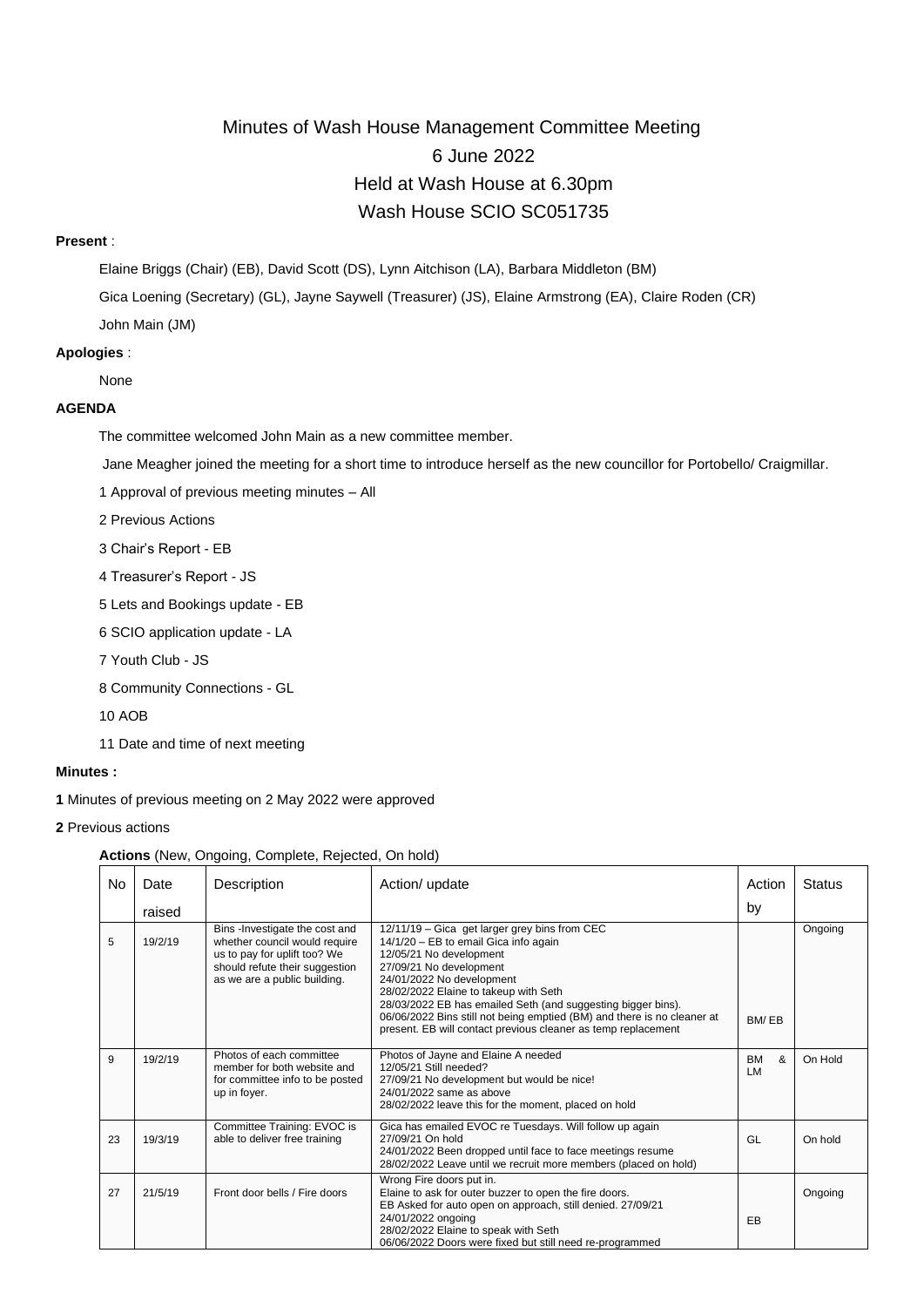# Minutes of Wash House Management Committee Meeting

# 6 June 2022

# Held at Wash House at 6.30pm

# Wash House SCIO SC051735

**Present** :

Elaine Briggs (Chair) (EB), David Scott (DS), Lynn Aitchison (LA), Barbara Middleton (BM)

Gica Loening (Secretary) (GL), Jayne Saywell (Treasurer) (JS), Elaine Armstrong (EA), Claire Roden (CR)

John Main (JM)

**Apologies** :

None

**AGENDA**

The committee welcomed John Main as a new committee member.

Jane Meagher joined the meeting for a short time to introduce herself as the new councillor for Portobello/ Craigmillar.

1 Approval of previous meeting minutes – All

2 Previous Actions

3 Chair's Report - EB

4 Treasurer's Report - JS

5 Lets and Bookings update - EB

6 SCIO application update - LA

7 Youth Club - JS

8 Community Connections - GL

10 AOB

11 Date and time of next meeting

**Minutes :**

**1** Minutes of previous meeting on 2 May 2022 were approved

**2** Previous actions

**Actions** (New, Ongoing, Complete, Rejected, On hold)

| No | Date raised | Description | Action/ update | Action by | Status |
|---|---|---|---|---|---|
| 5 | 19/2/19 | Bins -Investigate the cost and whether council would require us to pay for uplift too? We should refute their suggestion as we are a public building. | 12/11/19 – Gica get larger grey bins from CEC<br>14/1/20 – EB to email Gica info again<br>12/05/21 No development<br>27/09/21 No development<br>24/01/2022 No development<br>28/02/2022 Elaine to takeup with Seth<br>28/03/2022 EB has emailed Seth (and suggesting bigger bins).<br>06/06/2022 Bins still not being emptied (BM) and there is no cleaner at present. EB will contact previous cleaner as temp replacement | BM/ EB | Ongoing |
| 9 | 19/2/19 | Photos of each committee member for both website and for committee info to be posted up in foyer. | Photos of Jayne and Elaine A needed<br>12/05/21 Still needed?<br>27/09/21 No development but would be nice!<br>24/01/2022 same as above<br>28/02/2022 leave this for the moment, placed on hold | BM & LM | On Hold |
| 23 | 19/3/19 | Committee Training: EVOC is able to deliver free training | Gica has emailed EVOC re Tuesdays. Will follow up again<br>27/09/21 On hold<br>24/01/2022 Been dropped until face to face meetings resume<br>28/02/2022 Leave until we recruit more members (placed on hold) | GL | On hold |
| 27 | 21/5/19 | Front door bells / Fire doors | Wrong Fire doors put in.<br>Elaine to ask for outer buzzer to open the fire doors.<br>EB Asked for auto open on approach, still denied. 27/09/21<br>24/01/2022 ongoing<br>28/02/2022 Elaine to speak with Seth<br>06/06/2022 Doors were fixed but still need re-programmed | EB | Ongoing |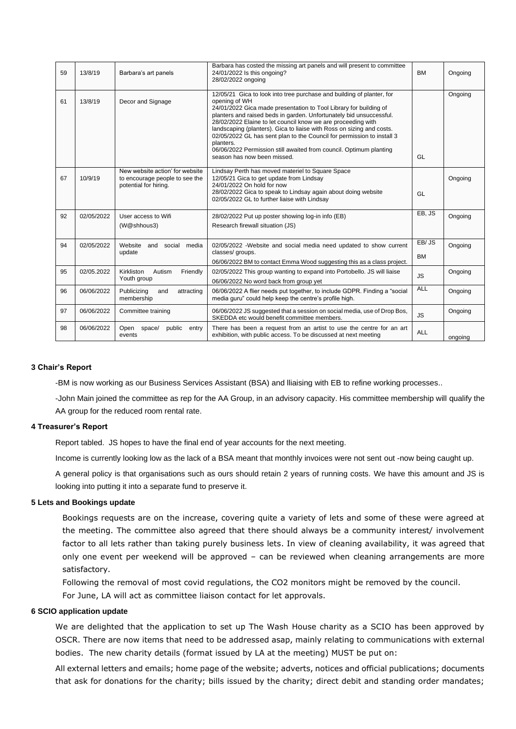| 59 | 13/8/19 | Barbara's art panels | Barbara has costed the missing art panels and will present to committee<br>24/01/2022 Is this ongoing?<br>28/02/2022 ongoing | BM | Ongoing |
|---|---|---|---|---|---|
| 61 | 13/8/19 | Decor and Signage | 12/05/21 Gica to look into tree purchase and building of planter, for opening of WH<br>24/01/2022 Gica made presentation to Tool Library for building of planters and raised beds in garden. Unfortunately bid unsuccessful.<br>28/02/2022 Elaine to let council know we are proceeding with landscaping (planters). Gica to liaise with Ross on sizing and costs.<br>02/05/2022 GL has sent plan to the Council for permission to install 3 planters.<br>06/06/2022 Permission still awaited from council. Optimum planting season has now been missed. | GL | Ongoing |
| 67 | 10/9/19 | New website action' for website to encourage people to see the potential for hiring. | Lindsay Perth has moved materiel to Square Space<br>12/05/21 Gica to get update from Lindsay<br>24/01/2022 On hold for now<br>28/02/2022 Gica to speak to Lindsay again about doing website<br>02/05/2022 GL to further liaise with Lindsay | GL | Ongoing |
| 92 | 02/05/2022 | User access to Wifi<br>(W@shhous3) | 28/02/2022 Put up poster showing log-in info (EB)<br>Research firewall situation (JS) | EB, JS | Ongoing |
| 94 | 02/05/2022 | Website and social media update | 02/05/2022 -Website and social media need updated to show current classes/ groups.<br>06/06/2022 BM to contact Emma Wood suggesting this as a class project. | EB/ JS<br>BM | Ongoing |
| 95 | 02.05.2022 | Kirkliston Autism Friendly Youth group | 02/05/2022 This group wanting to expand into Portobello. JS will liaise<br>06/06/2022 No word back from group yet | JS | Ongoing |
| 96 | 06/06/2022 | Publicizing and attracting membership | 06/06/2022 A flier needs put together, to include GDPR. Finding a "social media guru" could help keep the centre's profile high. | ALL | Ongoing |
| 97 | 06/06/2022 | Committee training | 06/06/2022 JS suggested that a session on social media, use of Drop Bos, SKEDDA etc would benefit committee members. | JS | Ongoing |
| 98 | 06/06/2022 | Open space/ public entry events | There has been a request from an artist to use the centre for an art exhibition, with public access. To be discussed at next meeting | ALL | ongoing |

### 3 Chair's Report

-BM is now working as our Business Services Assistant (BSA) and lliaising with EB to refine working processes..

-John Main joined the committee as rep for the AA Group, in an advisory capacity. His committee membership will qualify the AA group for the reduced room rental rate.

### 4 Treasurer's Report

Report tabled. JS hopes to have the final end of year accounts for the next meeting.

Income is currently looking low as the lack of a BSA meant that monthly invoices were not sent out -now being caught up.

A general policy is that organisations such as ours should retain 2 years of running costs. We have this amount and JS is looking into putting it into a separate fund to preserve it.

### 5 Lets and Bookings update

Bookings requests are on the increase, covering quite a variety of lets and some of these were agreed at the meeting. The committee also agreed that there should always be a community interest/ involvement factor to all lets rather than taking purely business lets. In view of cleaning availability, it was agreed that only one event per weekend will be approved – can be reviewed when cleaning arrangements are more satisfactory.

Following the removal of most covid regulations, the CO2 monitors might be removed by the council.

For June, LA will act as committee liaison contact for let approvals.

### 6 SCIO application update

We are delighted that the application to set up The Wash House charity as a SCIO has been approved by OSCR. There are now items that need to be addressed asap, mainly relating to communications with external bodies. The new charity details (format issued by LA at the meeting) MUST be put on:

All external letters and emails; home page of the website; adverts, notices and official publications; documents that ask for donations for the charity; bills issued by the charity; direct debit and standing order mandates;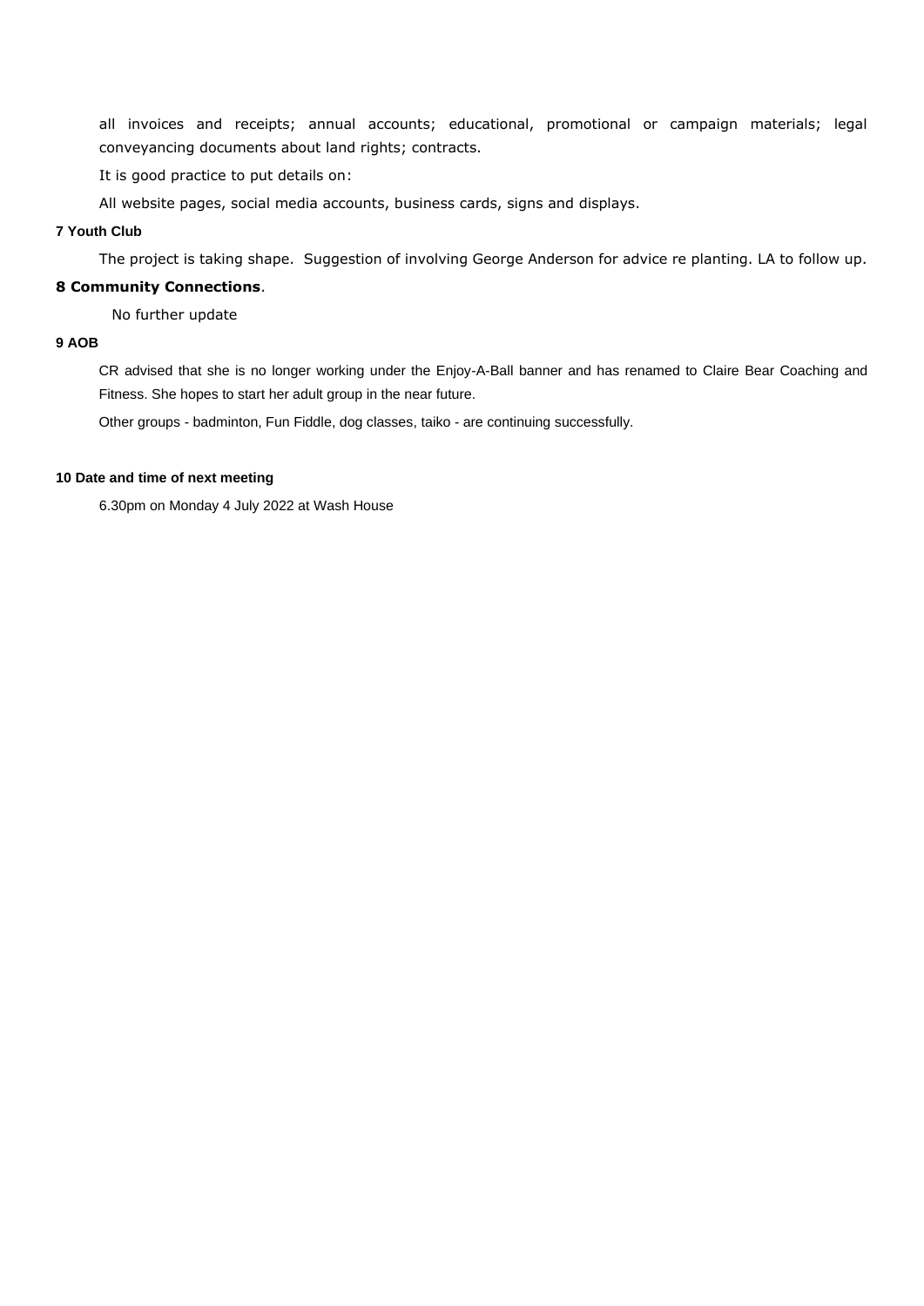all invoices and receipts; annual accounts; educational, promotional or campaign materials; legal conveyancing documents about land rights; contracts.

It is good practice to put details on:

All website pages, social media accounts, business cards, signs and displays.

**7 Youth Club**

The project is taking shape. Suggestion of involving George Anderson for advice re planting. LA to follow up.

**8 Community Connections**.

No further update

**9 AOB**

CR advised that she is no longer working under the Enjoy-A-Ball banner and has renamed to Claire Bear Coaching and Fitness. She hopes to start her adult group in the near future.

Other groups - badminton, Fun Fiddle, dog classes, taiko - are continuing successfully.

**10 Date and time of next meeting**

6.30pm on Monday 4 July 2022 at Wash House